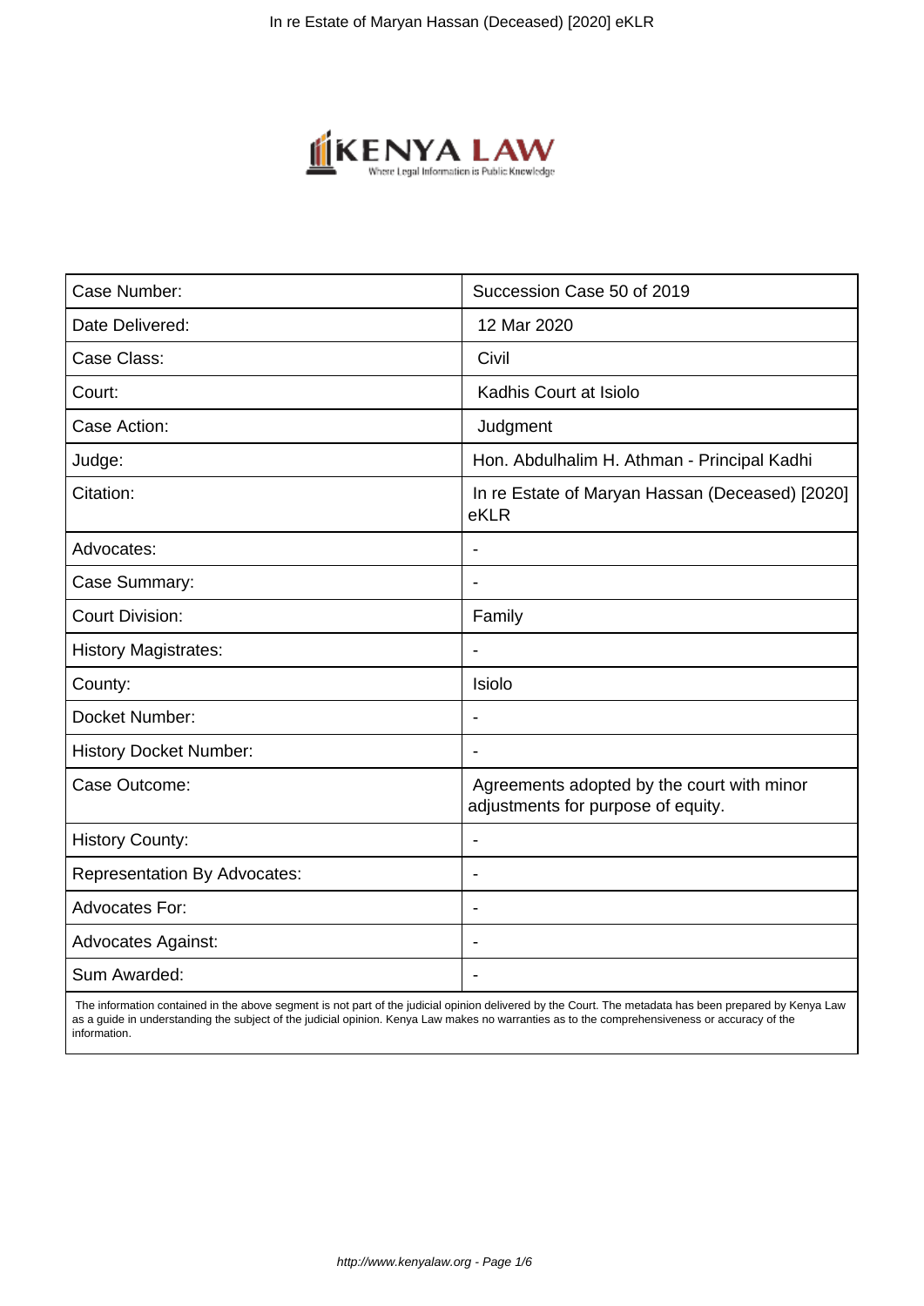| Case Number: | Succession Case 50 of 2019 |
|---|---|
| Date Delivered: | 12 Mar 2020 |
| Case Class: | Civil |
| Court: | Kadhis Court at Isiolo |
| Case Action: | Judgment |
| Judge: | Hon. Abdulhalim H. Athman - Principal Kadhi |
| Citation: | In re Estate of Maryan Hassan (Deceased) [2020] eKLR |
| Advocates: | - |
| Case Summary: | - |
| Court Division: | Family |
| History Magistrates: | - |
| County: | Isiolo |
| Docket Number: | - |
| History Docket Number: | - |
| Case Outcome: | Agreements adopted by the court with minor adjustments for purpose of equity. |
| History County: | - |
| Representation By Advocates: | - |
| Advocates For: | - |
| Advocates Against: | - |
| Sum Awarded: | - |

The information contained in the above segment is not part of the judicial opinion delivered by the Court. The metadata has been prepared by Kenya Law as a guide in understanding the subject of the judicial opinion. Kenya Law makes no warranties as to the comprehensiveness or accuracy of the information.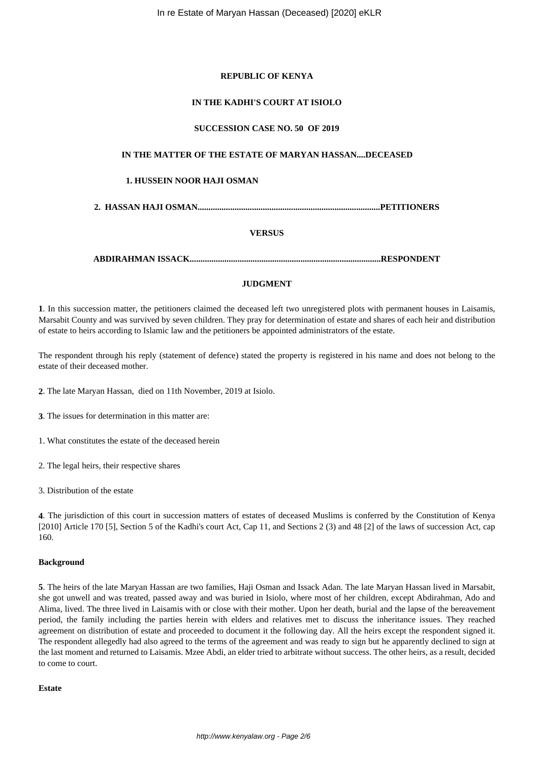**REPUBLIC OF KENYA**

**IN THE KADHI'S COURT AT ISIOLO**

**SUCCESSION CASE NO. 50 OF 2019**

**IN THE MATTER OF THE ESTATE OF MARYAN HASSAN....DECEASED**

**1. HUSSEIN NOOR HAJI OSMAN**

**2. HASSAN HAJI OSMAN...................................................................................PETITIONERS**

**VERSUS**

**ABDIRAHMAN ISSACK.......................................................................................RESPONDENT**

**JUDGMENT**

**1**. In this succession matter, the petitioners claimed the deceased left two unregistered plots with permanent houses in Laisamis, Marsabit County and was survived by seven children. They pray for determination of estate and shares of each heir and distribution of estate to heirs according to Islamic law and the petitioners be appointed administrators of the estate.

The respondent through his reply (statement of defence) stated the property is registered in his name and does not belong to the estate of their deceased mother.

**2**. The late Maryan Hassan, died on 11th November, 2019 at Isiolo.

**3**. The issues for determination in this matter are:

1. What constitutes the estate of the deceased herein

2. The legal heirs, their respective shares

3. Distribution of the estate

**4**. The jurisdiction of this court in succession matters of estates of deceased Muslims is conferred by the Constitution of Kenya [2010] Article 170 [5], Section 5 of the Kadhi's court Act, Cap 11, and Sections 2 (3) and 48 [2] of the laws of succession Act, cap 160.

**Background**

**5**. The heirs of the late Maryan Hassan are two families, Haji Osman and Issack Adan. The late Maryan Hassan lived in Marsabit, she got unwell and was treated, passed away and was buried in Isiolo, where most of her children, except Abdirahman, Ado and Alima, lived. The three lived in Laisamis with or close with their mother. Upon her death, burial and the lapse of the bereavement period, the family including the parties herein with elders and relatives met to discuss the inheritance issues. They reached agreement on distribution of estate and proceeded to document it the following day. All the heirs except the respondent signed it. The respondent allegedly had also agreed to the terms of the agreement and was ready to sign but he apparently declined to sign at the last moment and returned to Laisamis. Mzee Abdi, an elder tried to arbitrate without success. The other heirs, as a result, decided to come to court.

**Estate**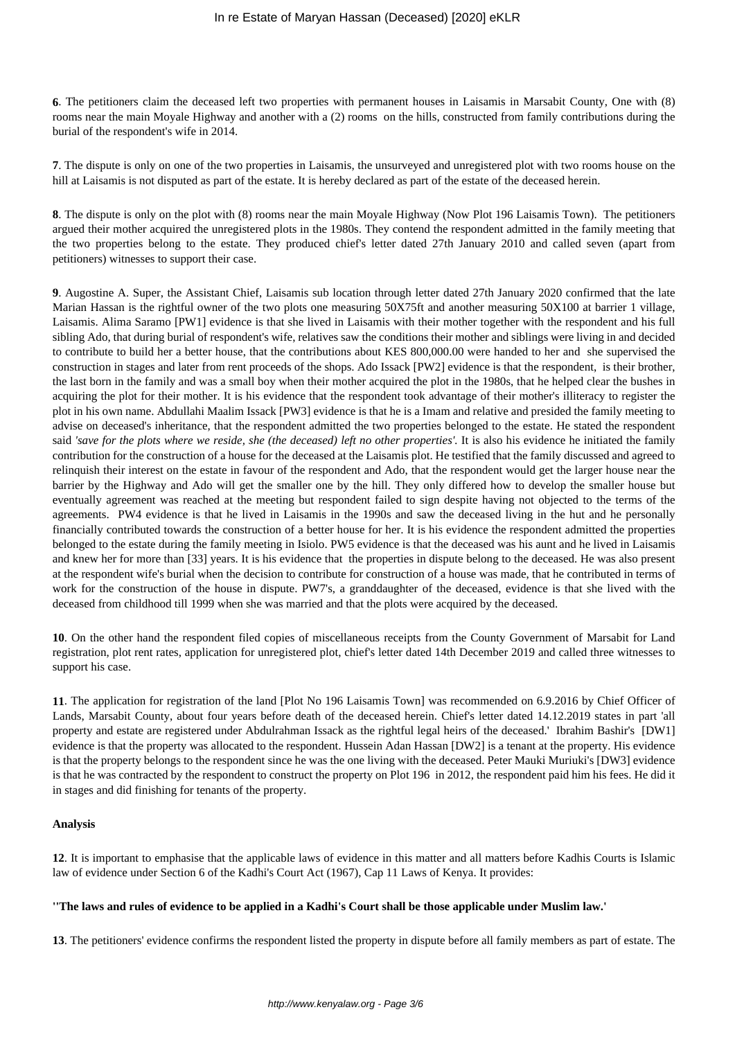**6**. The petitioners claim the deceased left two properties with permanent houses in Laisamis in Marsabit County, One with (8) rooms near the main Moyale Highway and another with a (2) rooms on the hills, constructed from family contributions during the burial of the respondent's wife in 2014.

**7**. The dispute is only on one of the two properties in Laisamis, the unsurveyed and unregistered plot with two rooms house on the hill at Laisamis is not disputed as part of the estate. It is hereby declared as part of the estate of the deceased herein.

**8**. The dispute is only on the plot with (8) rooms near the main Moyale Highway (Now Plot 196 Laisamis Town). The petitioners argued their mother acquired the unregistered plots in the 1980s. They contend the respondent admitted in the family meeting that the two properties belong to the estate. They produced chief's letter dated 27th January 2010 and called seven (apart from petitioners) witnesses to support their case.

**9**. Augostine A. Super, the Assistant Chief, Laisamis sub location through letter dated 27th January 2020 confirmed that the late Marian Hassan is the rightful owner of the two plots one measuring 50X75ft and another measuring 50X100 at barrier 1 village, Laisamis. Alima Saramo [PW1] evidence is that she lived in Laisamis with their mother together with the respondent and his full sibling Ado, that during burial of respondent's wife, relatives saw the conditions their mother and siblings were living in and decided to contribute to build her a better house, that the contributions about KES 800,000.00 were handed to her and she supervised the construction in stages and later from rent proceeds of the shops. Ado Issack [PW2] evidence is that the respondent, is their brother, the last born in the family and was a small boy when their mother acquired the plot in the 1980s, that he helped clear the bushes in acquiring the plot for their mother. It is his evidence that the respondent took advantage of their mother's illiteracy to register the plot in his own name. Abdullahi Maalim Issack [PW3] evidence is that he is a Imam and relative and presided the family meeting to advise on deceased's inheritance, that the respondent admitted the two properties belonged to the estate. He stated the respondent said *'save for the plots where we reside, she (the deceased) left no other properties'*. It is also his evidence he initiated the family contribution for the construction of a house for the deceased at the Laisamis plot. He testified that the family discussed and agreed to relinquish their interest on the estate in favour of the respondent and Ado, that the respondent would get the larger house near the barrier by the Highway and Ado will get the smaller one by the hill. They only differed how to develop the smaller house but eventually agreement was reached at the meeting but respondent failed to sign despite having not objected to the terms of the agreements. PW4 evidence is that he lived in Laisamis in the 1990s and saw the deceased living in the hut and he personally financially contributed towards the construction of a better house for her. It is his evidence the respondent admitted the properties belonged to the estate during the family meeting in Isiolo. PW5 evidence is that the deceased was his aunt and he lived in Laisamis and knew her for more than [33] years. It is his evidence that the properties in dispute belong to the deceased. He was also present at the respondent wife's burial when the decision to contribute for construction of a house was made, that he contributed in terms of work for the construction of the house in dispute. PW7's, a granddaughter of the deceased, evidence is that she lived with the deceased from childhood till 1999 when she was married and that the plots were acquired by the deceased.

**10**. On the other hand the respondent filed copies of miscellaneous receipts from the County Government of Marsabit for Land registration, plot rent rates, application for unregistered plot, chief's letter dated 14th December 2019 and called three witnesses to support his case.

**11**. The application for registration of the land [Plot No 196 Laisamis Town] was recommended on 6.9.2016 by Chief Officer of Lands, Marsabit County, about four years before death of the deceased herein. Chief's letter dated 14.12.2019 states in part 'all property and estate are registered under Abdulrahman Issack as the rightful legal heirs of the deceased.' Ibrahim Bashir's [DW1] evidence is that the property was allocated to the respondent. Hussein Adan Hassan [DW2] is a tenant at the property. His evidence is that the property belongs to the respondent since he was the one living with the deceased. Peter Mauki Muriuki's [DW3] evidence is that he was contracted by the respondent to construct the property on Plot 196 in 2012, the respondent paid him his fees. He did it in stages and did finishing for tenants of the property.

**Analysis**

**12**. It is important to emphasise that the applicable laws of evidence in this matter and all matters before Kadhis Courts is Islamic law of evidence under Section 6 of the Kadhi's Court Act (1967), Cap 11 Laws of Kenya. It provides:

**''The laws and rules of evidence to be applied in a Kadhi's Court shall be those applicable under Muslim law.'**

**13**. The petitioners' evidence confirms the respondent listed the property in dispute before all family members as part of estate. The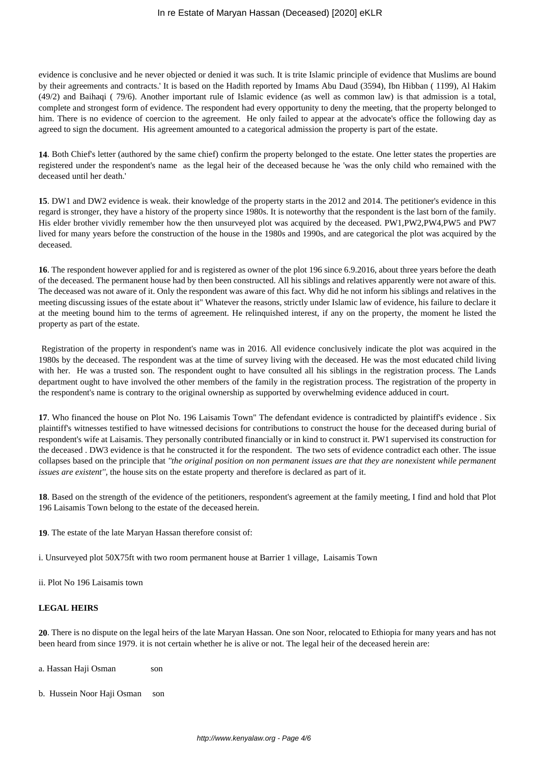evidence is conclusive and he never objected or denied it was such. It is trite Islamic principle of evidence that Muslims are bound by their agreements and contracts.' It is based on the Hadith reported by Imams Abu Daud (3594), Ibn Hibban ( 1199), Al Hakim (49/2) and Baihaqi ( 79/6). Another important rule of Islamic evidence (as well as common law) is that admission is a total, complete and strongest form of evidence. The respondent had every opportunity to deny the meeting, that the property belonged to him. There is no evidence of coercion to the agreement. He only failed to appear at the advocate's office the following day as agreed to sign the document. His agreement amounted to a categorical admission the property is part of the estate.

**14**. Both Chief's letter (authored by the same chief) confirm the property belonged to the estate. One letter states the properties are registered under the respondent's name as the legal heir of the deceased because he 'was the only child who remained with the deceased until her death.'

**15**. DW1 and DW2 evidence is weak. their knowledge of the property starts in the 2012 and 2014. The petitioner's evidence in this regard is stronger, they have a history of the property since 1980s. It is noteworthy that the respondent is the last born of the family. His elder brother vividly remember how the then unsurveyed plot was acquired by the deceased. PW1,PW2,PW4,PW5 and PW7 lived for many years before the construction of the house in the 1980s and 1990s, and are categorical the plot was acquired by the deceased.

**16**. The respondent however applied for and is registered as owner of the plot 196 since 6.9.2016, about three years before the death of the deceased. The permanent house had by then been constructed. All his siblings and relatives apparently were not aware of this. The deceased was not aware of it. Only the respondent was aware of this fact. Why did he not inform his siblings and relatives in the meeting discussing issues of the estate about it" Whatever the reasons, strictly under Islamic law of evidence, his failure to declare it at the meeting bound him to the terms of agreement. He relinquished interest, if any on the property, the moment he listed the property as part of the estate.

Registration of the property in respondent's name was in 2016. All evidence conclusively indicate the plot was acquired in the 1980s by the deceased. The respondent was at the time of survey living with the deceased. He was the most educated child living with her. He was a trusted son. The respondent ought to have consulted all his siblings in the registration process. The Lands department ought to have involved the other members of the family in the registration process. The registration of the property in the respondent's name is contrary to the original ownership as supported by overwhelming evidence adduced in court.

**17**. Who financed the house on Plot No. 196 Laisamis Town" The defendant evidence is contradicted by plaintiff's evidence . Six plaintiff's witnesses testified to have witnessed decisions for contributions to construct the house for the deceased during burial of respondent's wife at Laisamis. They personally contributed financially or in kind to construct it. PW1 supervised its construction for the deceased . DW3 evidence is that he constructed it for the respondent. The two sets of evidence contradict each other. The issue collapses based on the principle that *"the original position on non permanent issues are that they are nonexistent while permanent issues are existent"*, the house sits on the estate property and therefore is declared as part of it.

**18**. Based on the strength of the evidence of the petitioners, respondent's agreement at the family meeting, I find and hold that Plot 196 Laisamis Town belong to the estate of the deceased herein.

**19**. The estate of the late Maryan Hassan therefore consist of:

i. Unsurveyed plot 50X75ft with two room permanent house at Barrier 1 village, Laisamis Town

ii. Plot No 196 Laisamis town

**LEGAL HEIRS**

**20**. There is no dispute on the legal heirs of the late Maryan Hassan. One son Noor, relocated to Ethiopia for many years and has not been heard from since 1979. it is not certain whether he is alive or not. The legal heir of the deceased herein are:

a. Hassan Haji Osman son

b. Hussein Noor Haji Osman son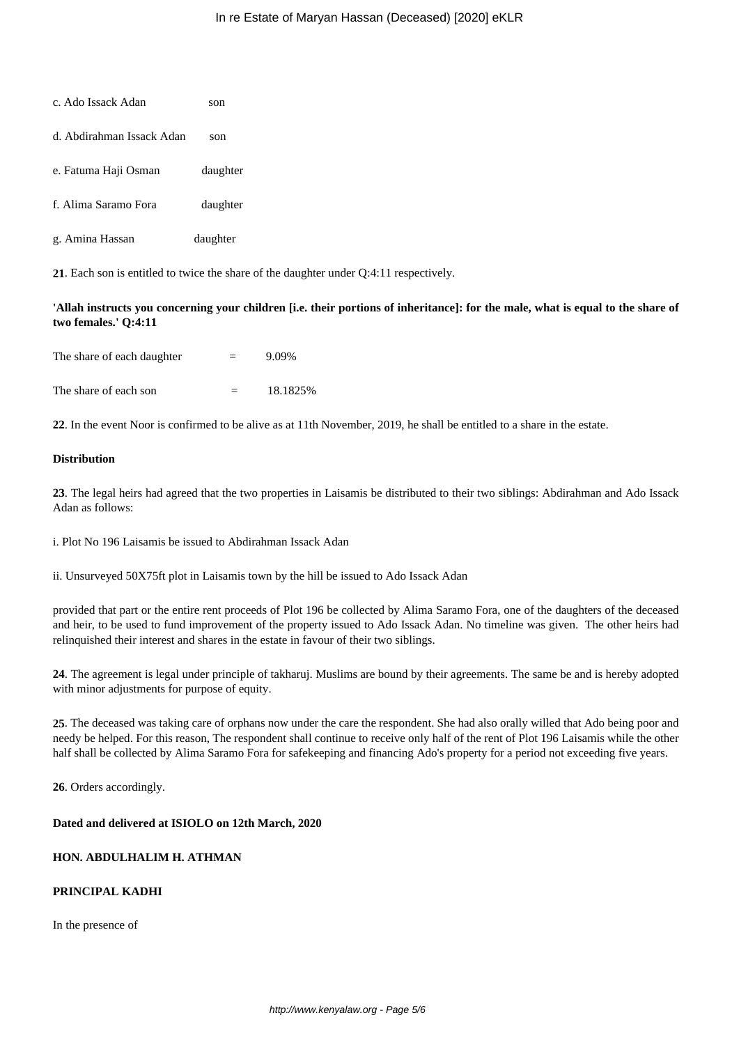c. Ado Issack Adan son

d. Abdirahman Issack Adan son

e. Fatuma Haji Osman daughter

f. Alima Saramo Fora daughter

g. Amina Hassan daughter

**21**. Each son is entitled to twice the share of the daughter under Q:4:11 respectively.

**'Allah instructs you concerning your children [i.e. their portions of inheritance]: for the male, what is equal to the share of two females.' Q:4:11**

The share of each daughter = 9.09%

The share of each son = 18.1825%

**22**. In the event Noor is confirmed to be alive as at 11th November, 2019, he shall be entitled to a share in the estate.

**Distribution**

**23**. The legal heirs had agreed that the two properties in Laisamis be distributed to their two siblings: Abdirahman and Ado Issack Adan as follows:

i. Plot No 196 Laisamis be issued to Abdirahman Issack Adan

ii. Unsurveyed 50X75ft plot in Laisamis town by the hill be issued to Ado Issack Adan

provided that part or the entire rent proceeds of Plot 196 be collected by Alima Saramo Fora, one of the daughters of the deceased and heir, to be used to fund improvement of the property issued to Ado Issack Adan. No timeline was given. The other heirs had relinquished their interest and shares in the estate in favour of their two siblings.

**24**. The agreement is legal under principle of takharuj. Muslims are bound by their agreements. The same be and is hereby adopted with minor adjustments for purpose of equity.

**25**. The deceased was taking care of orphans now under the care the respondent. She had also orally willed that Ado being poor and needy be helped. For this reason, The respondent shall continue to receive only half of the rent of Plot 196 Laisamis while the other half shall be collected by Alima Saramo Fora for safekeeping and financing Ado's property for a period not exceeding five years.

**26**. Orders accordingly.

**Dated and delivered at ISIOLO on 12th March, 2020**

**HON. ABDULHALIM H. ATHMAN**

**PRINCIPAL KADHI**

In the presence of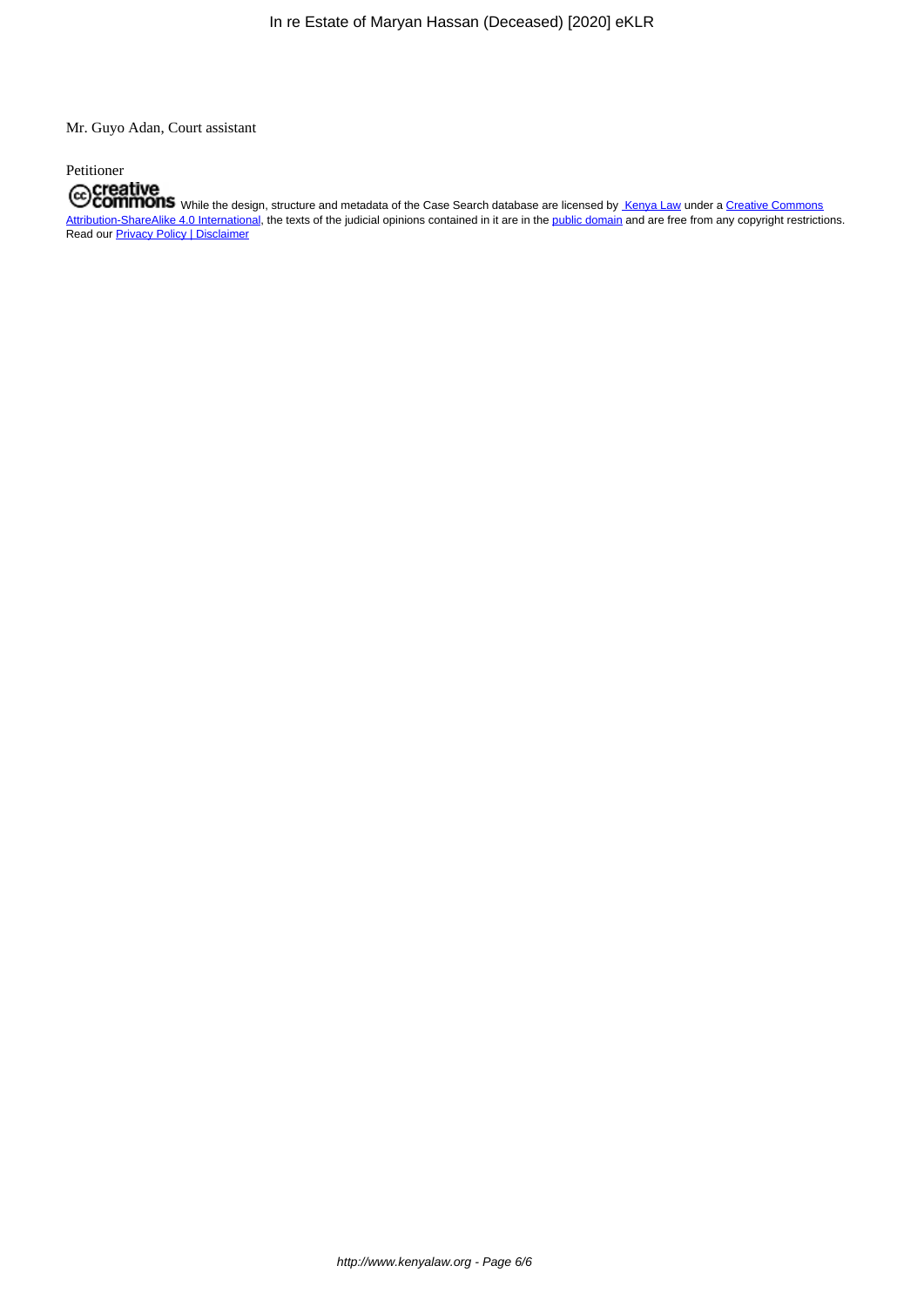Mr. Guyo Adan, Court assistant

Petitioner

While the design, structure and metadata of the Case Search database are licensed by Kenya Law under a Creative Commons Attribution-ShareAlike 4.0 International, the texts of the judicial opinions contained in it are in the public domain and are free from any copyright restrictions. Read our Privacy Policy | Disclaimer